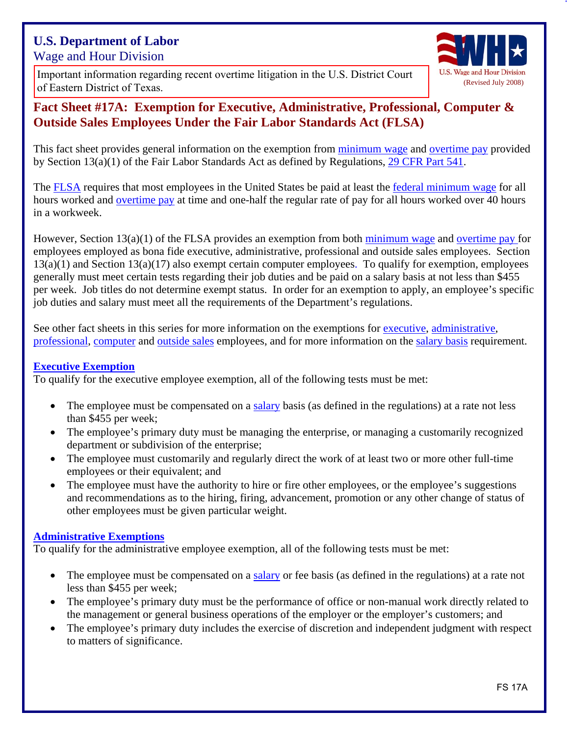**U.S. Department of Labor**
Wage and Hour Division

Important information regarding recent overtime litigation in the U.S. District Court of Eastern District of Texas.

U.S. Wage and Hour Division
(Revised July 2008)

# Fact Sheet #17A: Exemption for Executive, Administrative, Professional, Computer & Outside Sales Employees Under the Fair Labor Standards Act (FLSA)

This fact sheet provides general information on the exemption from minimum wage and overtime pay provided by Section 13(a)(1) of the Fair Labor Standards Act as defined by Regulations, 29 CFR Part 541.

The FLSA requires that most employees in the United States be paid at least the federal minimum wage for all hours worked and overtime pay at time and one-half the regular rate of pay for all hours worked over 40 hours in a workweek.

However, Section 13(a)(1) of the FLSA provides an exemption from both minimum wage and overtime pay for employees employed as bona fide executive, administrative, professional and outside sales employees. Section 13(a)(1) and Section 13(a)(17) also exempt certain computer employees. To qualify for exemption, employees generally must meet certain tests regarding their job duties and be paid on a salary basis at not less than $455 per week. Job titles do not determine exempt status. In order for an exemption to apply, an employee's specific job duties and salary must meet all the requirements of the Department's regulations.

See other fact sheets in this series for more information on the exemptions for executive, administrative, professional, computer and outside sales employees, and for more information on the salary basis requirement.

## Executive Exemption

To qualify for the executive employee exemption, all of the following tests must be met:

- The employee must be compensated on a salary basis (as defined in the regulations) at a rate not less than $455 per week;
- The employee's primary duty must be managing the enterprise, or managing a customarily recognized department or subdivision of the enterprise;
- The employee must customarily and regularly direct the work of at least two or more other full-time employees or their equivalent; and
- The employee must have the authority to hire or fire other employees, or the employee's suggestions and recommendations as to the hiring, firing, advancement, promotion or any other change of status of other employees must be given particular weight.

## Administrative Exemptions

To qualify for the administrative employee exemption, all of the following tests must be met:

- The employee must be compensated on a salary or fee basis (as defined in the regulations) at a rate not less than $455 per week;
- The employee's primary duty must be the performance of office or non-manual work directly related to the management or general business operations of the employer or the employer's customers; and
- The employee's primary duty includes the exercise of discretion and independent judgment with respect to matters of significance.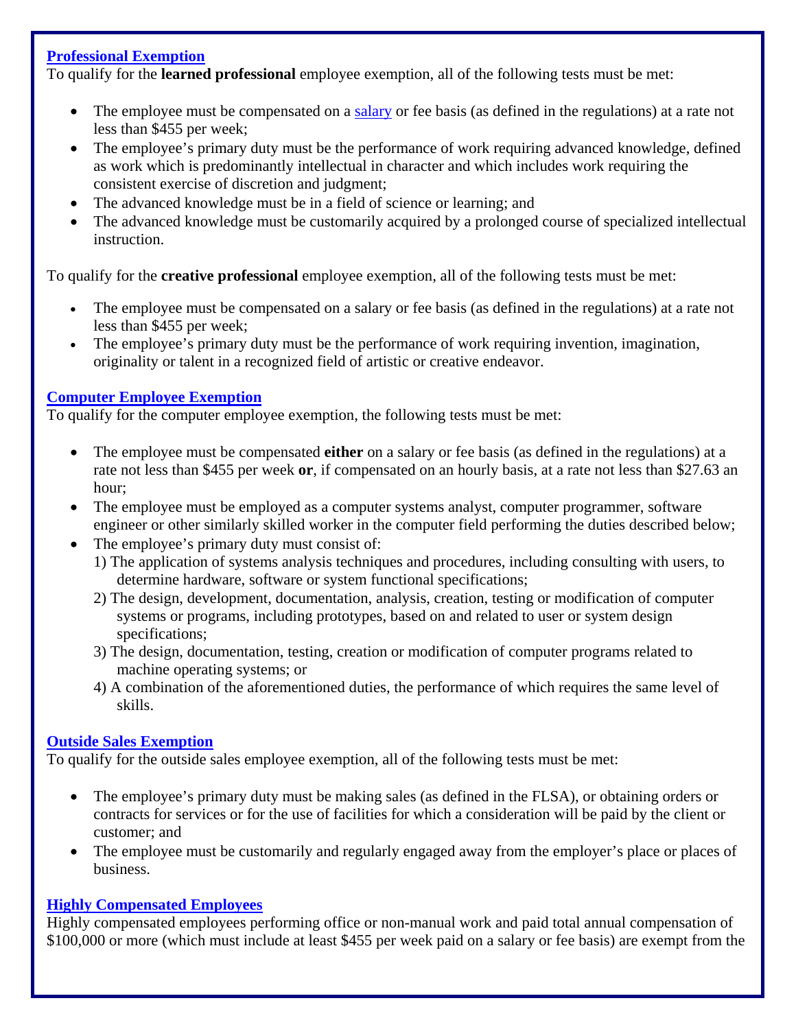## Professional Exemption

To qualify for the **learned professional** employee exemption, all of the following tests must be met:

- The employee must be compensated on a salary or fee basis (as defined in the regulations) at a rate not less than $455 per week;
- The employee's primary duty must be the performance of work requiring advanced knowledge, defined as work which is predominantly intellectual in character and which includes work requiring the consistent exercise of discretion and judgment;
- The advanced knowledge must be in a field of science or learning; and
- The advanced knowledge must be customarily acquired by a prolonged course of specialized intellectual instruction.

To qualify for the **creative professional** employee exemption, all of the following tests must be met:

- The employee must be compensated on a salary or fee basis (as defined in the regulations) at a rate not less than $455 per week;
- The employee's primary duty must be the performance of work requiring invention, imagination, originality or talent in a recognized field of artistic or creative endeavor.

## Computer Employee Exemption

To qualify for the computer employee exemption, the following tests must be met:

- The employee must be compensated **either** on a salary or fee basis (as defined in the regulations) at a rate not less than $455 per week **or**, if compensated on an hourly basis, at a rate not less than $27.63 an hour;
- The employee must be employed as a computer systems analyst, computer programmer, software engineer or other similarly skilled worker in the computer field performing the duties described below;
- The employee's primary duty must consist of:
  1) The application of systems analysis techniques and procedures, including consulting with users, to determine hardware, software or system functional specifications;
  2) The design, development, documentation, analysis, creation, testing or modification of computer systems or programs, including prototypes, based on and related to user or system design specifications;
  3) The design, documentation, testing, creation or modification of computer programs related to machine operating systems; or
  4) A combination of the aforementioned duties, the performance of which requires the same level of skills.

## Outside Sales Exemption

To qualify for the outside sales employee exemption, all of the following tests must be met:

- The employee's primary duty must be making sales (as defined in the FLSA), or obtaining orders or contracts for services or for the use of facilities for which a consideration will be paid by the client or customer; and
- The employee must be customarily and regularly engaged away from the employer's place or places of business.

## Highly Compensated Employees

Highly compensated employees performing office or non-manual work and paid total annual compensation of $100,000 or more (which must include at least $455 per week paid on a salary or fee basis) are exempt from the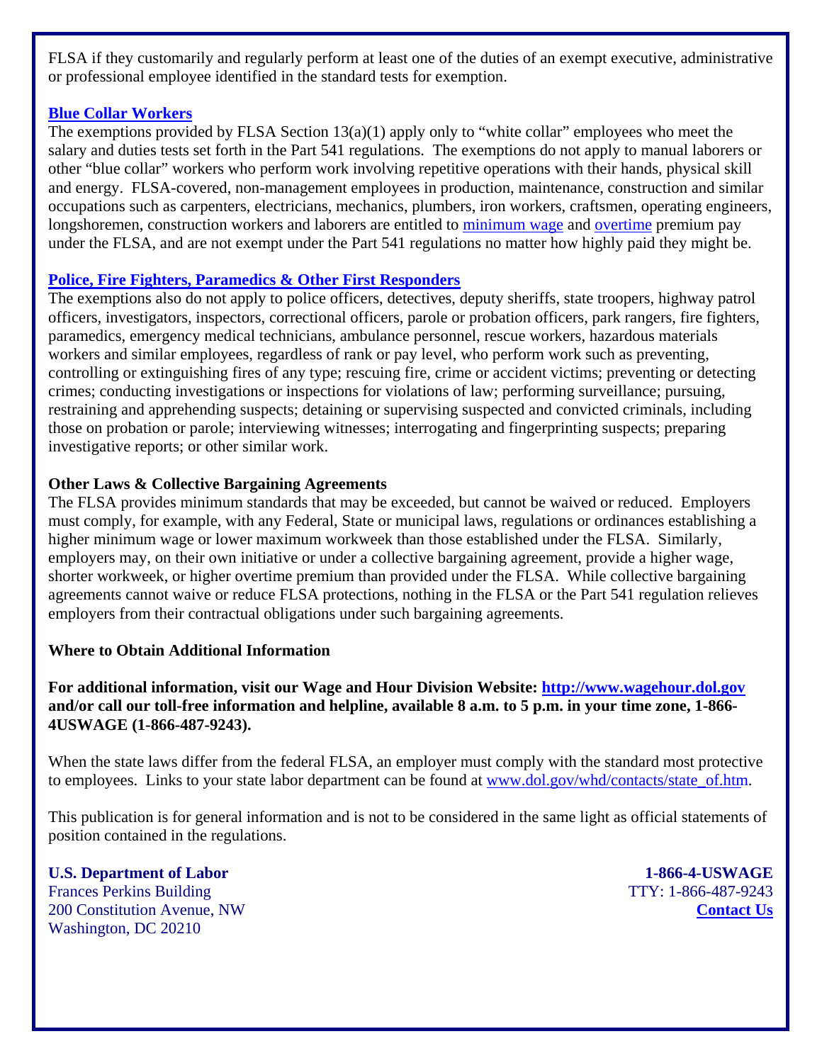FLSA if they customarily and regularly perform at least one of the duties of an exempt executive, administrative or professional employee identified in the standard tests for exemption.

**Blue Collar Workers**

The exemptions provided by FLSA Section 13(a)(1) apply only to "white collar" employees who meet the salary and duties tests set forth in the Part 541 regulations. The exemptions do not apply to manual laborers or other "blue collar" workers who perform work involving repetitive operations with their hands, physical skill and energy. FLSA-covered, non-management employees in production, maintenance, construction and similar occupations such as carpenters, electricians, mechanics, plumbers, iron workers, craftsmen, operating engineers, longshoremen, construction workers and laborers are entitled to minimum wage and overtime premium pay under the FLSA, and are not exempt under the Part 541 regulations no matter how highly paid they might be.

**Police, Fire Fighters, Paramedics & Other First Responders**

The exemptions also do not apply to police officers, detectives, deputy sheriffs, state troopers, highway patrol officers, investigators, inspectors, correctional officers, parole or probation officers, park rangers, fire fighters, paramedics, emergency medical technicians, ambulance personnel, rescue workers, hazardous materials workers and similar employees, regardless of rank or pay level, who perform work such as preventing, controlling or extinguishing fires of any type; rescuing fire, crime or accident victims; preventing or detecting crimes; conducting investigations or inspections for violations of law; performing surveillance; pursuing, restraining and apprehending suspects; detaining or supervising suspected and convicted criminals, including those on probation or parole; interviewing witnesses; interrogating and fingerprinting suspects; preparing investigative reports; or other similar work.

**Other Laws & Collective Bargaining Agreements**

The FLSA provides minimum standards that may be exceeded, but cannot be waived or reduced. Employers must comply, for example, with any Federal, State or municipal laws, regulations or ordinances establishing a higher minimum wage or lower maximum workweek than those established under the FLSA. Similarly, employers may, on their own initiative or under a collective bargaining agreement, provide a higher wage, shorter workweek, or higher overtime premium than provided under the FLSA. While collective bargaining agreements cannot waive or reduce FLSA protections, nothing in the FLSA or the Part 541 regulation relieves employers from their contractual obligations under such bargaining agreements.

**Where to Obtain Additional Information**

**For additional information, visit our Wage and Hour Division Website: http://www.wagehour.dol.gov and/or call our toll-free information and helpline, available 8 a.m. to 5 p.m. in your time zone, 1-866-4USWAGE (1-866-487-9243).**

When the state laws differ from the federal FLSA, an employer must comply with the standard most protective to employees. Links to your state labor department can be found at www.dol.gov/whd/contacts/state_of.htm.

This publication is for general information and is not to be considered in the same light as official statements of position contained in the regulations.

**U.S. Department of Labor**
Frances Perkins Building
200 Constitution Avenue, NW
Washington, DC 20210

**1-866-4-USWAGE**
TTY: 1-866-487-9243
**Contact Us**